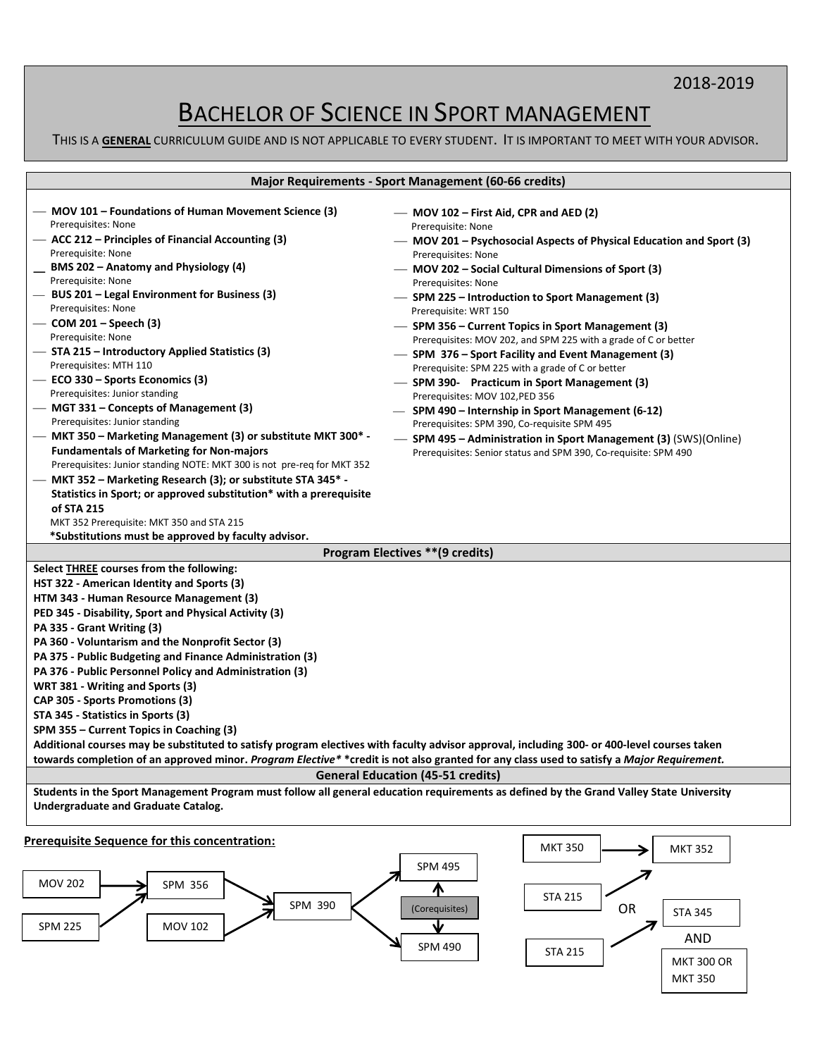2018-2019

# BACHELOR OF SCIENCE IN SPORT MANAGEMENT

THIS IS A **GENERAL** CURRICULUM GUIDE AND IS NOT APPLICABLE TO EVERY STUDENT. IT IS IMPORTANT TO MEET WITH YOUR ADVISOR.

## Major Requirements - Sport Management (60-66 credits)

- **MOV 101 – Foundations of Human Movement Science (3)**
  Prerequisites: None
- **ACC 212 – Principles of Financial Accounting (3)**
  Prerequisite: None
- **BMS 202 – Anatomy and Physiology (4)**
  Prerequisite: None
- **BUS 201 – Legal Environment for Business (3)**
  Prerequisites: None
- **COM 201 – Speech (3)**
  Prerequisite: None
- **STA 215 – Introductory Applied Statistics (3)**
  Prerequisites: MTH 110
- **ECO 330 – Sports Economics (3)**
  Prerequisites: Junior standing
- **MGT 331 – Concepts of Management (3)**
  Prerequisites: Junior standing
- **MKT 350 – Marketing Management (3) or substitute MKT 300* - Fundamentals of Marketing for Non-majors**
  Prerequisites: Junior standing NOTE: MKT 300 is not pre-req for MKT 352
- **MKT 352 – Marketing Research (3); or substitute STA 345* - Statistics in Sport; or approved substitution* with a prerequisite of STA 215**
  MKT 352 Prerequisite: MKT 350 and STA 215
  ***Substitutions must be approved by faculty advisor.**
- **MOV 102 – First Aid, CPR and AED (2)**
  Prerequisite: None
- **MOV 201 – Psychosocial Aspects of Physical Education and Sport (3)**
  Prerequisites: None
- **MOV 202 – Social Cultural Dimensions of Sport (3)**
  Prerequisites: None
- **SPM 225 – Introduction to Sport Management (3)**
  Prerequisite: WRT 150
- **SPM 356 – Current Topics in Sport Management (3)**
  Prerequisites: MOV 202, and SPM 225 with a grade of C or better
- **SPM 376 – Sport Facility and Event Management (3)**
  Prerequisite: SPM 225 with a grade of C or better
- **SPM 390- Practicum in Sport Management (3)**
  Prerequisites: MOV 102,PED 356
- **SPM 490 – Internship in Sport Management (6-12)**
  Prerequisites: SPM 390, Co-requisite SPM 495
- **SPM 495 – Administration in Sport Management (3)** (SWS)(Online)
  Prerequisites: Senior status and SPM 390, Co-requisite: SPM 490

## Program Electives **(9 credits)

**Select THREE courses from the following:**

**HST 322 - American Identity and Sports (3)**
**HTM 343 - Human Resource Management (3)**
**PED 345 - Disability, Sport and Physical Activity (3)**
**PA 335 - Grant Writing (3)**
**PA 360 - Voluntarism and the Nonprofit Sector (3)**
**PA 375 - Public Budgeting and Finance Administration (3)**
**PA 376 - Public Personnel Policy and Administration (3)**
**WRT 381 - Writing and Sports (3)**
**CAP 305 - Sports Promotions (3)**
**STA 345 - Statistics in Sports (3)**
**SPM 355 – Current Topics in Coaching (3)**

**Additional courses may be substituted to satisfy program electives with faculty advisor approval, including 300- or 400-level courses taken towards completion of an approved minor. *Program Elective** *credit is not also granted for any class used to satisfy a *Major Requirement.***

## General Education (45-51 credits)

**Students in the Sport Management Program must follow all general education requirements as defined by the Grand Valley State University Undergraduate and Graduate Catalog.**

**Prerequisite Sequence for this concentration:**

- MOV 202 → SPM 356
- SPM 225 → SPM 356
- SPM 356 → SPM 390
- MOV 102 → SPM 390
- SPM 390 → SPM 495
- SPM 390 → SPM 490
- SPM 495 ↔ SPM 490 (Corequisites)

- MKT 350 → MKT 352
- STA 215 → MKT 352
- OR
- STA 215 → STA 345 AND MKT 300 OR MKT 350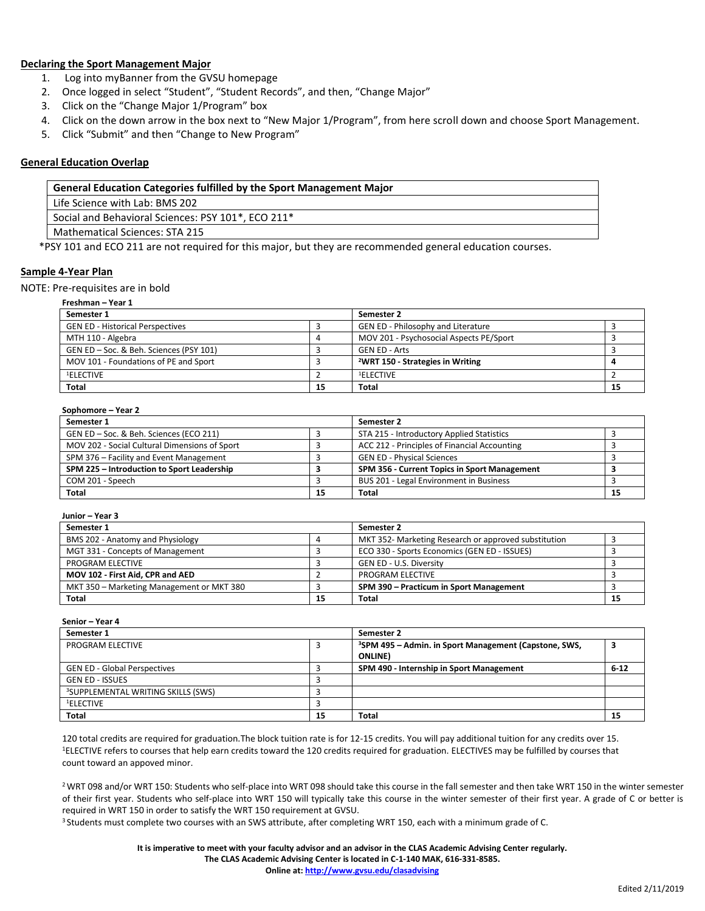## Declaring the Sport Management Major

1. Log into myBanner from the GVSU homepage
2. Once logged in select "Student", "Student Records", and then, "Change Major"
3. Click on the "Change Major 1/Program" box
4. Click on the down arrow in the box next to "New Major 1/Program", from here scroll down and choose Sport Management.
5. Click "Submit" and then "Change to New Program"

## General Education Overlap

| **General Education Categories fulfilled by the Sport Management Major** |
|---|
| Life Science with Lab: BMS 202 |
| Social and Behavioral Sciences: PSY 101*, ECO 211* |
| Mathematical Sciences: STA 215 |

*PSY 101 and ECO 211 are not required for this major, but they are recommended general education courses.

## Sample 4-Year Plan

NOTE: Pre-requisites are in bold

**Freshman – Year 1**

| **Semester 1** | | **Semester 2** | |
|---|---|---|---|
| GEN ED - Historical Perspectives | 3 | GEN ED - Philosophy and Literature | 3 |
| MTH 110 - Algebra | 4 | MOV 201 - Psychosocial Aspects PE/Sport | 3 |
| GEN ED – Soc. & Beh. Sciences (PSY 101) | 3 | GEN ED - Arts | 3 |
| MOV 101 - Foundations of PE and Sport | 3 | **[2]WRT 150 - Strategies in Writing** | **4** |
| [1]ELECTIVE | 2 | [1]ELECTIVE | 2 |
| **Total** | **15** | **Total** | **15** |

**Sophomore – Year 2**

| **Semester 1** | | **Semester 2** | |
|---|---|---|---|
| GEN ED – Soc. & Beh. Sciences (ECO 211) | 3 | STA 215 - Introductory Applied Statistics | 3 |
| MOV 202 - Social Cultural Dimensions of Sport | 3 | ACC 212 - Principles of Financial Accounting | 3 |
| SPM 376 – Facility and Event Management | 3 | GEN ED - Physical Sciences | 3 |
| **SPM 225 – Introduction to Sport Leadership** | **3** | **SPM 356 - Current Topics in Sport Management** | **3** |
| COM 201 - Speech | 3 | BUS 201 - Legal Environment in Business | 3 |
| **Total** | **15** | **Total** | **15** |

**Junior – Year 3**

| **Semester 1** | | **Semester 2** | |
|---|---|---|---|
| BMS 202 - Anatomy and Physiology | 4 | MKT 352- Marketing Research or approved substitution | 3 |
| MGT 331 - Concepts of Management | 3 | ECO 330 - Sports Economics (GEN ED - ISSUES) | 3 |
| PROGRAM ELECTIVE | 3 | GEN ED - U.S. Diversity | 3 |
| **MOV 102 - First Aid, CPR and AED** | 2 | PROGRAM ELECTIVE | 3 |
| MKT 350 – Marketing Management or MKT 380 | 3 | **SPM 390 – Practicum in Sport Management** | 3 |
| **Total** | **15** | **Total** | **15** |

**Senior – Year 4**

| **Semester 1** | | **Semester 2** | |
|---|---|---|---|
| PROGRAM ELECTIVE | 3 | **[3]SPM 495 – Admin. in Sport Management (Capstone, SWS, ONLINE)** | **3** |
| GEN ED - Global Perspectives | 3 | **SPM 490 - Internship in Sport Management** | **6-12** |
| GEN ED - ISSUES | 3 | | |
| [3]SUPPLEMENTAL WRITING SKILLS (SWS) | 3 | | |
| [1]ELECTIVE | 3 | | |
| **Total** | **15** | **Total** | **15** |

120 total credits are required for graduation.The block tuition rate is for 12-15 credits. You will pay additional tuition for any credits over 15.
[1]ELECTIVE refers to courses that help earn credits toward the 120 credits required for graduation. ELECTIVES may be fulfilled by courses that count toward an appoved minor.

[2] WRT 098 and/or WRT 150: Students who self-place into WRT 098 should take this course in the fall semester and then take WRT 150 in the winter semester of their first year. Students who self-place into WRT 150 will typically take this course in the winter semester of their first year. A grade of C or better is required in WRT 150 in order to satisfy the WRT 150 requirement at GVSU.
[3] Students must complete two courses with an SWS attribute, after completing WRT 150, each with a minimum grade of C.

**It is imperative to meet with your faculty advisor and an advisor in the CLAS Academic Advising Center regularly.**
**The CLAS Academic Advising Center is located in C-1-140 MAK, 616-331-8585.**
**Online at: http://www.gvsu.edu/clasadvising**

Edited 2/11/2019